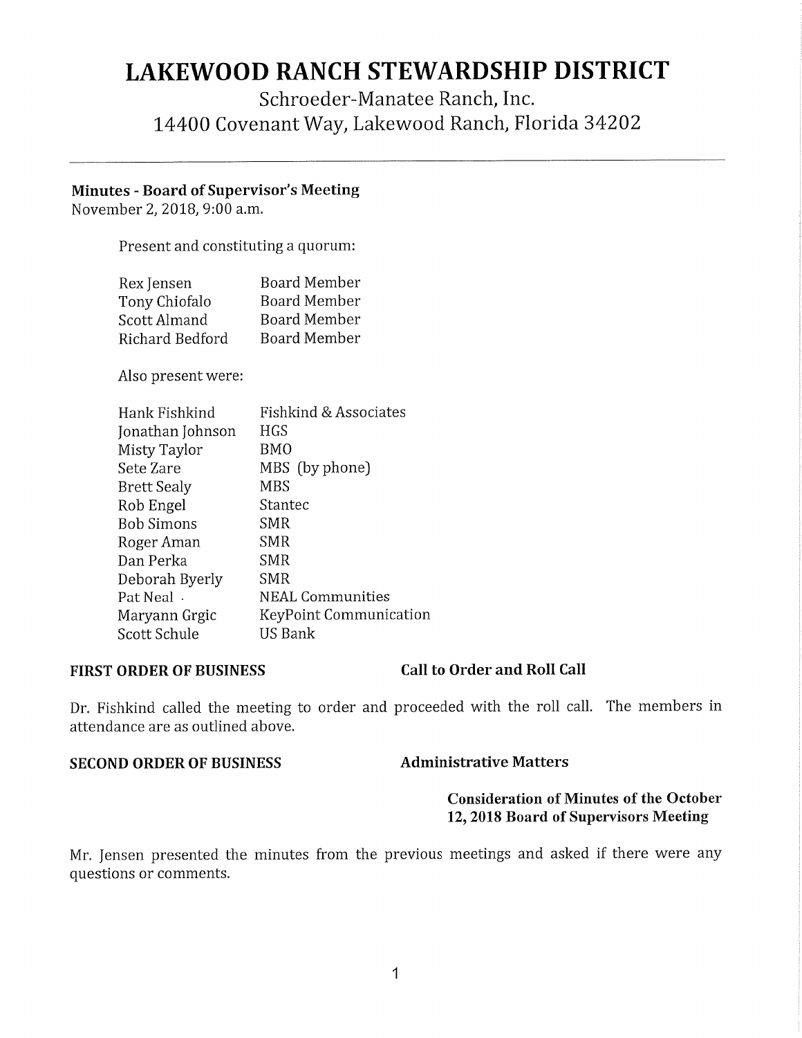# LAKEWOOD RANCH STEWARDSHIP DISTRICT

Schroeder-Manatee Ranch, Inc.
14400 Covenant Way, Lakewood Ranch, Florida 34202

---

**Minutes - Board of Supervisor's Meeting**
November 2, 2018, 9:00 a.m.

Present and constituting a quorum:

| | |
|---|---|
| Rex Jensen | Board Member |
| Tony Chiofalo | Board Member |
| Scott Almand | Board Member |
| Richard Bedford | Board Member |

Also present were:

| | |
|---|---|
| Hank Fishkind | Fishkind & Associates |
| Jonathan Johnson | HGS |
| Misty Taylor | BMO |
| Sete Zare | MBS (by phone) |
| Brett Sealy | MBS |
| Rob Engel | Stantec |
| Bob Simons | SMR |
| Roger Aman | SMR |
| Dan Perka | SMR |
| Deborah Byerly | SMR |
| Pat Neal | NEAL Communities |
| Maryann Grgic | KeyPoint Communication |
| Scott Schule | US Bank |

**FIRST ORDER OF BUSINESS** **Call to Order and Roll Call**

Dr. Fishkind called the meeting to order and proceeded with the roll call. The members in attendance are as outlined above.

**SECOND ORDER OF BUSINESS** **Administrative Matters**

**Consideration of Minutes of the October 12, 2018 Board of Supervisors Meeting**

Mr. Jensen presented the minutes from the previous meetings and asked if there were any questions or comments.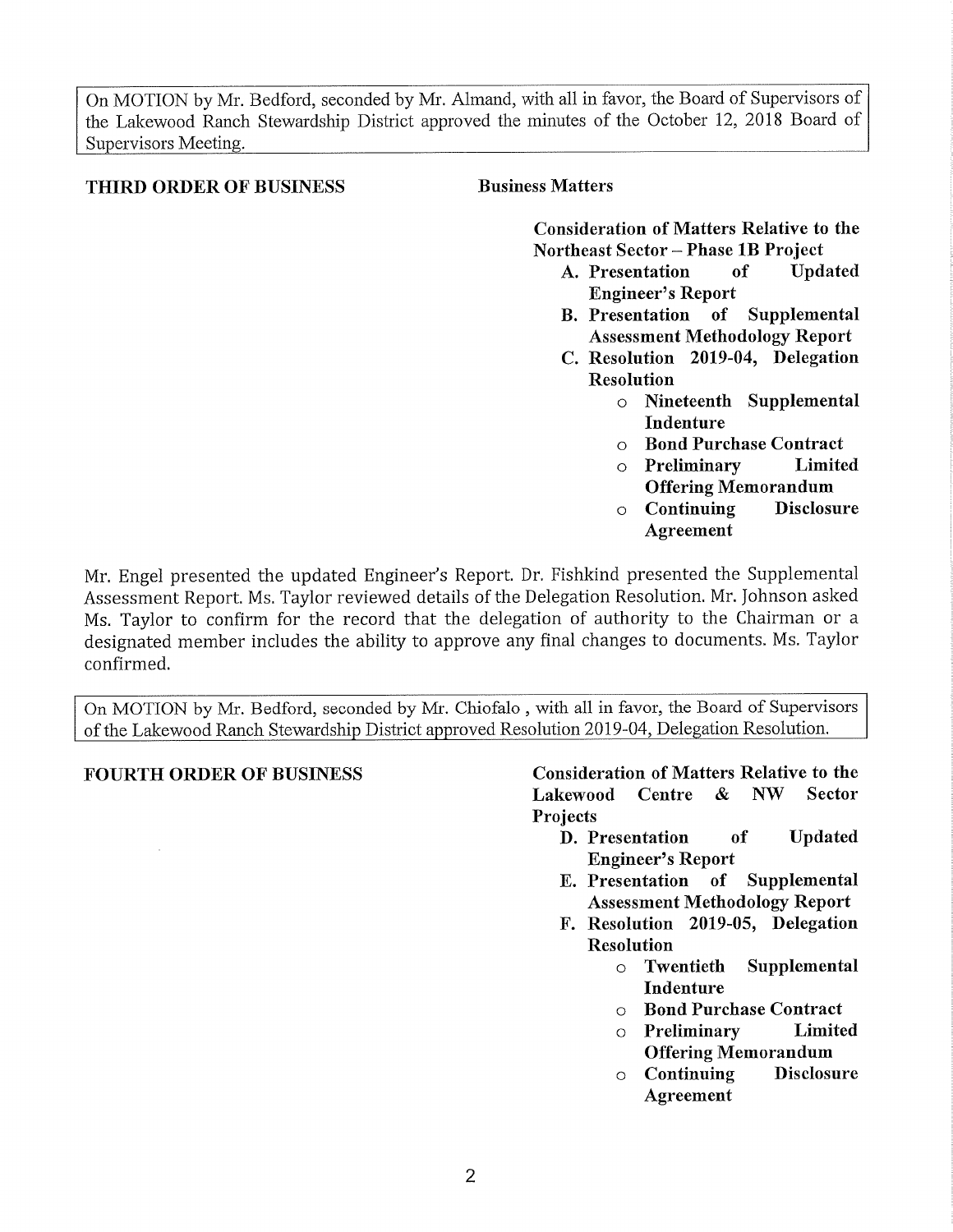> On MOTION by Mr. Bedford, seconded by Mr. Almand, with all in favor, the Board of Supervisors of the Lakewood Ranch Stewardship District approved the minutes of the October 12, 2018 Board of Supervisors Meeting.

**THIRD ORDER OF BUSINESS** **Business Matters**

**Consideration of Matters Relative to the Northeast Sector – Phase 1B Project**

- **A. Presentation of Updated Engineer's Report**
- **B. Presentation of Supplemental Assessment Methodology Report**
- **C. Resolution 2019-04, Delegation Resolution**
  - **Nineteenth Supplemental Indenture**
  - **Bond Purchase Contract**
  - **Preliminary Limited Offering Memorandum**
  - **Continuing Disclosure Agreement**

Mr. Engel presented the updated Engineer's Report. Dr. Fishkind presented the Supplemental Assessment Report. Ms. Taylor reviewed details of the Delegation Resolution. Mr. Johnson asked Ms. Taylor to confirm for the record that the delegation of authority to the Chairman or a designated member includes the ability to approve any final changes to documents. Ms. Taylor confirmed.

> On MOTION by Mr. Bedford, seconded by Mr. Chiofalo , with all in favor, the Board of Supervisors of the Lakewood Ranch Stewardship District approved Resolution 2019-04, Delegation Resolution.

**FOURTH ORDER OF BUSINESS** **Consideration of Matters Relative to the Lakewood Centre & NW Sector Projects**

- **D. Presentation of Updated Engineer's Report**
- **E. Presentation of Supplemental Assessment Methodology Report**
- **F. Resolution 2019-05, Delegation Resolution**
  - **Twentieth Supplemental Indenture**
  - **Bond Purchase Contract**
  - **Preliminary Limited Offering Memorandum**
  - **Continuing Disclosure Agreement**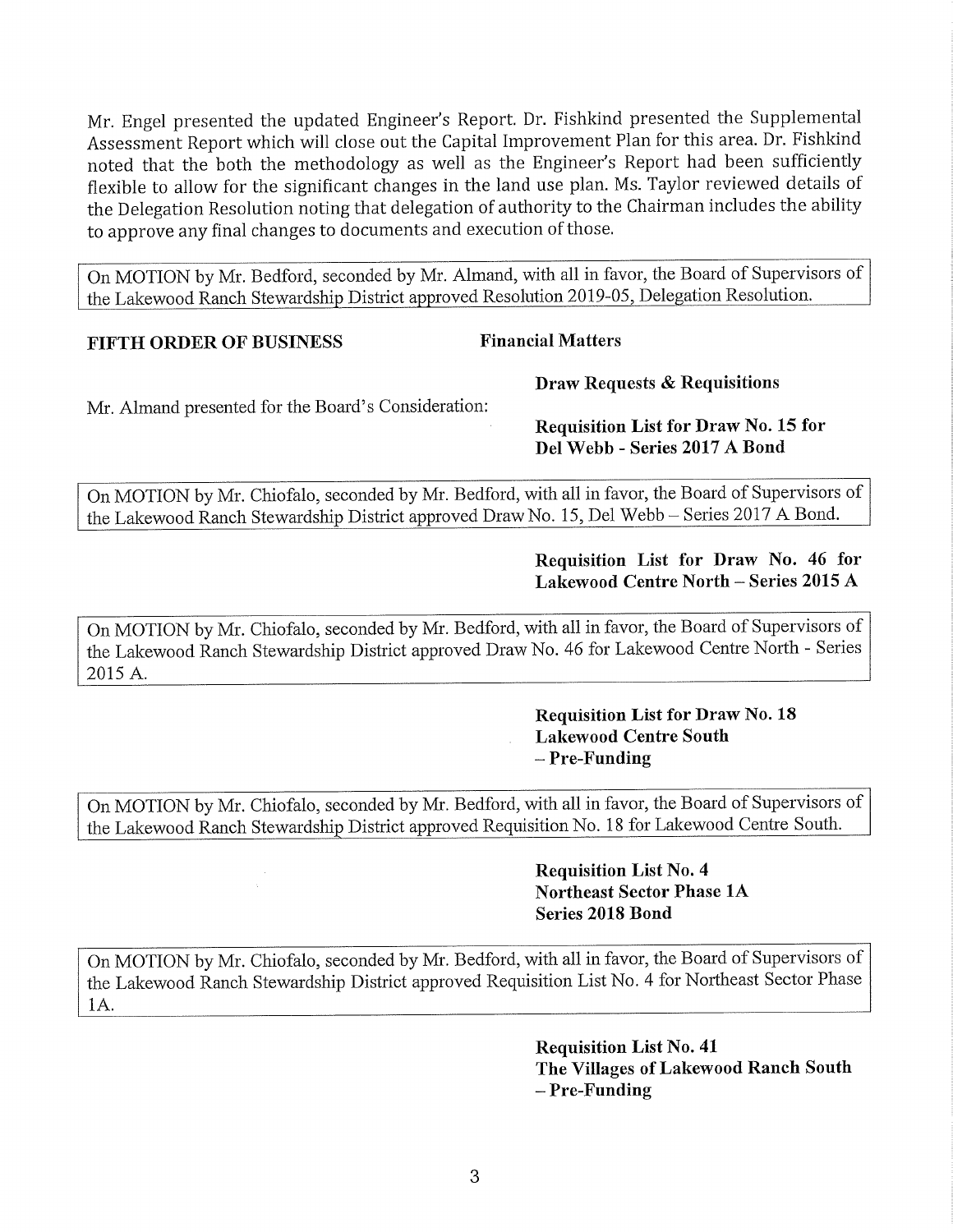Mr. Engel presented the updated Engineer's Report. Dr. Fishkind presented the Supplemental Assessment Report which will close out the Capital Improvement Plan for this area. Dr. Fishkind noted that the both the methodology as well as the Engineer's Report had been sufficiently flexible to allow for the significant changes in the land use plan. Ms. Taylor reviewed details of the Delegation Resolution noting that delegation of authority to the Chairman includes the ability to approve any final changes to documents and execution of those.

On MOTION by Mr. Bedford, seconded by Mr. Almand, with all in favor, the Board of Supervisors of the Lakewood Ranch Stewardship District approved Resolution 2019-05, Delegation Resolution.

**FIFTH ORDER OF BUSINESS** **Financial Matters**

**Draw Requests & Requisitions**

Mr. Almand presented for the Board's Consideration:

**Requisition List for Draw No. 15 for Del Webb - Series 2017 A Bond**

On MOTION by Mr. Chiofalo, seconded by Mr. Bedford, with all in favor, the Board of Supervisors of the Lakewood Ranch Stewardship District approved Draw No. 15, Del Webb – Series 2017 A Bond.

**Requisition List for Draw No. 46 for Lakewood Centre North – Series 2015 A**

On MOTION by Mr. Chiofalo, seconded by Mr. Bedford, with all in favor, the Board of Supervisors of the Lakewood Ranch Stewardship District approved Draw No. 46 for Lakewood Centre North - Series 2015 A.

**Requisition List for Draw No. 18 Lakewood Centre South – Pre-Funding**

On MOTION by Mr. Chiofalo, seconded by Mr. Bedford, with all in favor, the Board of Supervisors of the Lakewood Ranch Stewardship District approved Requisition No. 18 for Lakewood Centre South.

**Requisition List No. 4 Northeast Sector Phase 1A Series 2018 Bond**

On MOTION by Mr. Chiofalo, seconded by Mr. Bedford, with all in favor, the Board of Supervisors of the Lakewood Ranch Stewardship District approved Requisition List No. 4 for Northeast Sector Phase 1A.

**Requisition List No. 41 The Villages of Lakewood Ranch South – Pre-Funding**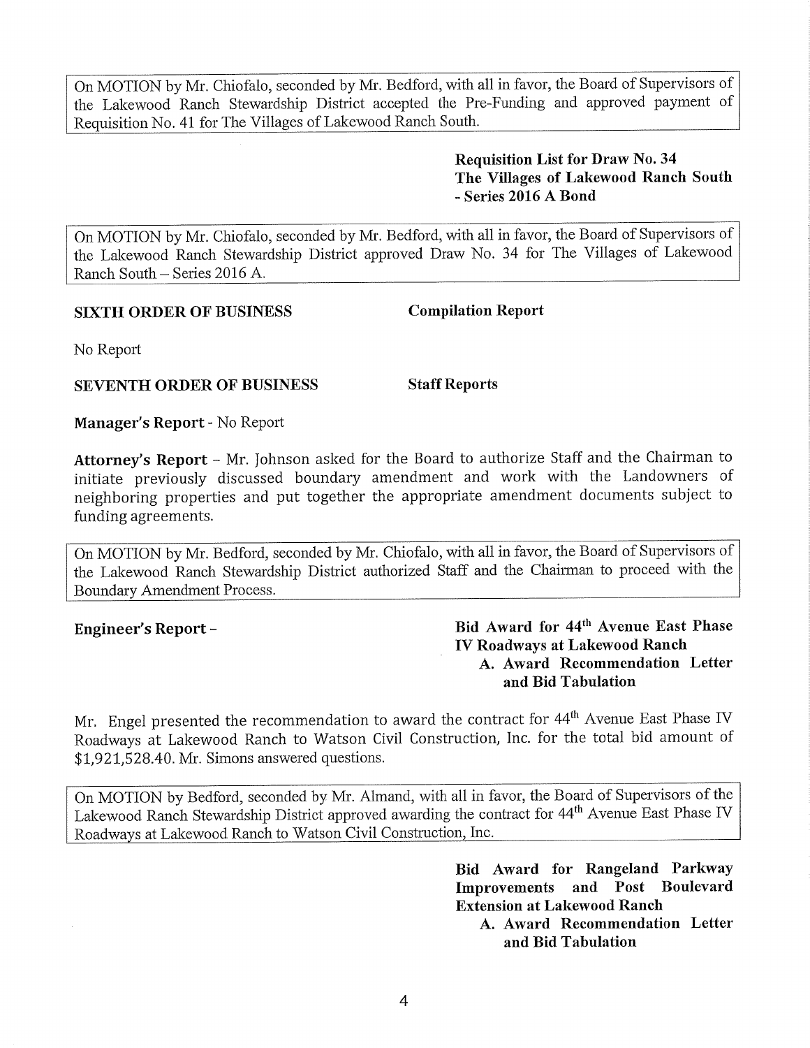On MOTION by Mr. Chiofalo, seconded by Mr. Bedford, with all in favor, the Board of Supervisors of the Lakewood Ranch Stewardship District accepted the Pre-Funding and approved payment of Requisition No. 41 for The Villages of Lakewood Ranch South.

**Requisition List for Draw No. 34**
**The Villages of Lakewood Ranch South**
**- Series 2016 A Bond**

On MOTION by Mr. Chiofalo, seconded by Mr. Bedford, with all in favor, the Board of Supervisors of the Lakewood Ranch Stewardship District approved Draw No. 34 for The Villages of Lakewood Ranch South – Series 2016 A.

**SIXTH ORDER OF BUSINESS** **Compilation Report**

No Report

**SEVENTH ORDER OF BUSINESS** **Staff Reports**

**Manager's Report** - No Report

**Attorney's Report** – Mr. Johnson asked for the Board to authorize Staff and the Chairman to initiate previously discussed boundary amendment and work with the Landowners of neighboring properties and put together the appropriate amendment documents subject to funding agreements.

On MOTION by Mr. Bedford, seconded by Mr. Chiofalo, with all in favor, the Board of Supervisors of the Lakewood Ranch Stewardship District authorized Staff and the Chairman to proceed with the Boundary Amendment Process.

**Engineer's Report** – **Bid Award for 44th Avenue East Phase IV Roadways at Lakewood Ranch**

**A. Award Recommendation Letter and Bid Tabulation**

Mr. Engel presented the recommendation to award the contract for 44th Avenue East Phase IV Roadways at Lakewood Ranch to Watson Civil Construction, Inc. for the total bid amount of $1,921,528.40. Mr. Simons answered questions.

On MOTION by Bedford, seconded by Mr. Almand, with all in favor, the Board of Supervisors of the Lakewood Ranch Stewardship District approved awarding the contract for 44th Avenue East Phase IV Roadways at Lakewood Ranch to Watson Civil Construction, Inc.

**Bid Award for Rangeland Parkway Improvements and Post Boulevard Extension at Lakewood Ranch**

**A. Award Recommendation Letter and Bid Tabulation**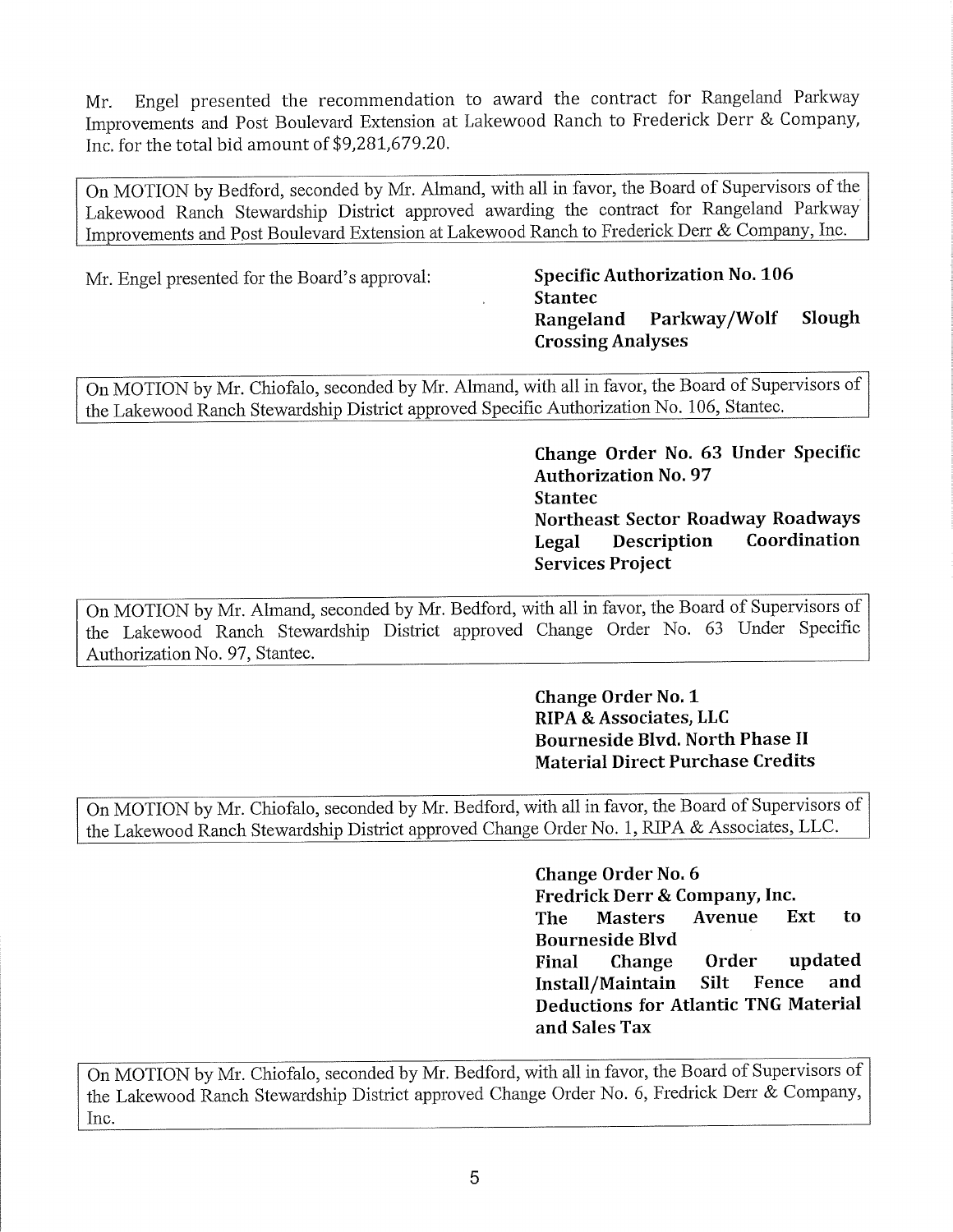Mr. Engel presented the recommendation to award the contract for Rangeland Parkway Improvements and Post Boulevard Extension at Lakewood Ranch to Frederick Derr & Company, Inc. for the total bid amount of $9,281,679.20.

> On MOTION by Bedford, seconded by Mr. Almand, with all in favor, the Board of Supervisors of the Lakewood Ranch Stewardship District approved awarding the contract for Rangeland Parkway Improvements and Post Boulevard Extension at Lakewood Ranch to Frederick Derr & Company, Inc.

Mr. Engel presented for the Board's approval:

**Specific Authorization No. 106**
**Stantec**
**Rangeland Parkway/Wolf Slough Crossing Analyses**

> On MOTION by Mr. Chiofalo, seconded by Mr. Almand, with all in favor, the Board of Supervisors of the Lakewood Ranch Stewardship District approved Specific Authorization No. 106, Stantec.

**Change Order No. 63 Under Specific Authorization No. 97**
**Stantec**
**Northeast Sector Roadway Roadways Legal Description Coordination Services Project**

> On MOTION by Mr. Almand, seconded by Mr. Bedford, with all in favor, the Board of Supervisors of the Lakewood Ranch Stewardship District approved Change Order No. 63 Under Specific Authorization No. 97, Stantec.

**Change Order No. 1**
**RIPA & Associates, LLC**
**Bourneside Blvd. North Phase II Material Direct Purchase Credits**

> On MOTION by Mr. Chiofalo, seconded by Mr. Bedford, with all in favor, the Board of Supervisors of the Lakewood Ranch Stewardship District approved Change Order No. 1, RIPA & Associates, LLC.

**Change Order No. 6**
**Fredrick Derr & Company, Inc.**
**The Masters Avenue Ext to Bourneside Blvd**
**Final Change Order updated Install/Maintain Silt Fence and Deductions for Atlantic TNG Material and Sales Tax**

> On MOTION by Mr. Chiofalo, seconded by Mr. Bedford, with all in favor, the Board of Supervisors of the Lakewood Ranch Stewardship District approved Change Order No. 6, Fredrick Derr & Company, Inc.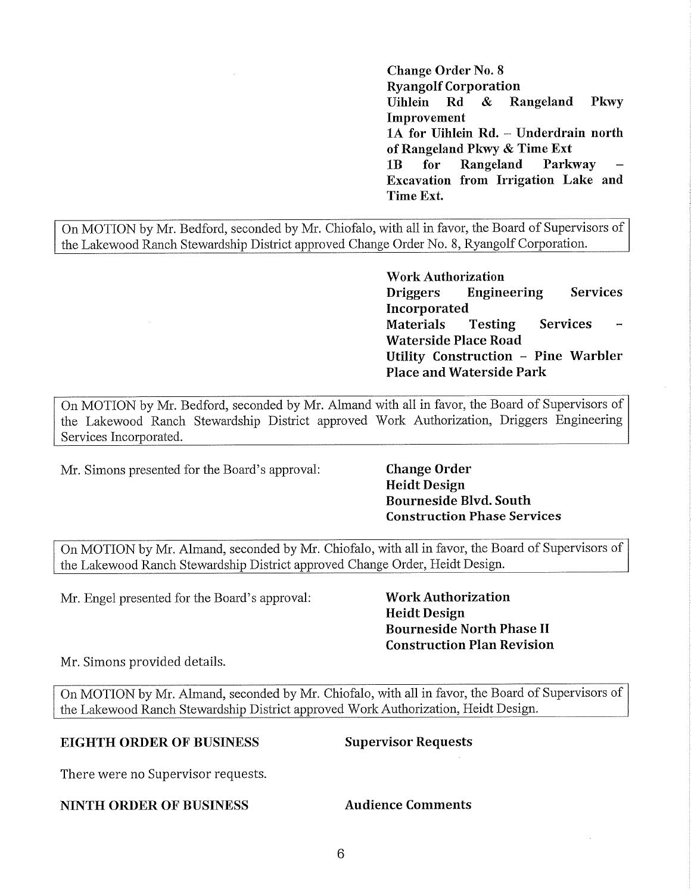**Change Order No. 8**
**Ryangolf Corporation**
**Uihlein Rd & Rangeland Pkwy Improvement**
**1A for Uihlein Rd. – Underdrain north of Rangeland Pkwy & Time Ext**
**1B for Rangeland Parkway – Excavation from Irrigation Lake and Time Ext.**

> On MOTION by Mr. Bedford, seconded by Mr. Chiofalo, with all in favor, the Board of Supervisors of the Lakewood Ranch Stewardship District approved Change Order No. 8, Ryangolf Corporation.

**Work Authorization**
**Driggers Engineering Services Incorporated**
**Materials Testing Services – Waterside Place Road**
**Utility Construction – Pine Warbler Place and Waterside Park**

> On MOTION by Mr. Bedford, seconded by Mr. Almand with all in favor, the Board of Supervisors of the Lakewood Ranch Stewardship District approved Work Authorization, Driggers Engineering Services Incorporated.

Mr. Simons presented for the Board's approval:

**Change Order**
**Heidt Design**
**Bourneside Blvd. South**
**Construction Phase Services**

> On MOTION by Mr. Almand, seconded by Mr. Chiofalo, with all in favor, the Board of Supervisors of the Lakewood Ranch Stewardship District approved Change Order, Heidt Design.

Mr. Engel presented for the Board's approval:

**Work Authorization**
**Heidt Design**
**Bourneside North Phase II**
**Construction Plan Revision**

Mr. Simons provided details.

> On MOTION by Mr. Almand, seconded by Mr. Chiofalo, with all in favor, the Board of Supervisors of the Lakewood Ranch Stewardship District approved Work Authorization, Heidt Design.

## EIGHTH ORDER OF BUSINESS — Supervisor Requests

There were no Supervisor requests.

## NINTH ORDER OF BUSINESS — Audience Comments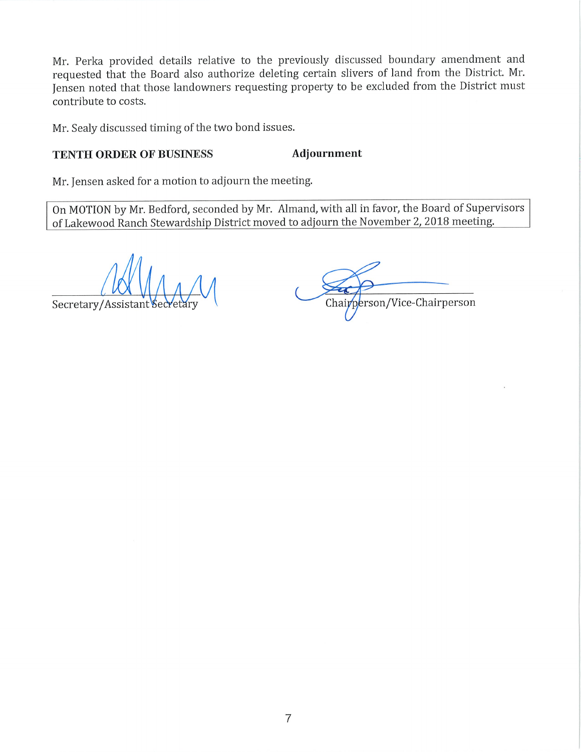Mr. Perka provided details relative to the previously discussed boundary amendment and requested that the Board also authorize deleting certain slivers of land from the District. Mr. Jensen noted that those landowners requesting property to be excluded from the District must contribute to costs.

Mr. Sealy discussed timing of the two bond issues.

**TENTH ORDER OF BUSINESS** **Adjournment**

Mr. Jensen asked for a motion to adjourn the meeting.

| |
|---|
| On MOTION by Mr. Bedford, seconded by Mr. Almand, with all in favor, the Board of Supervisors of Lakewood Ranch Stewardship District moved to adjourn the November 2, 2018 meeting. |

Secretary/Assistant Secretary

Chairperson/Vice-Chairperson